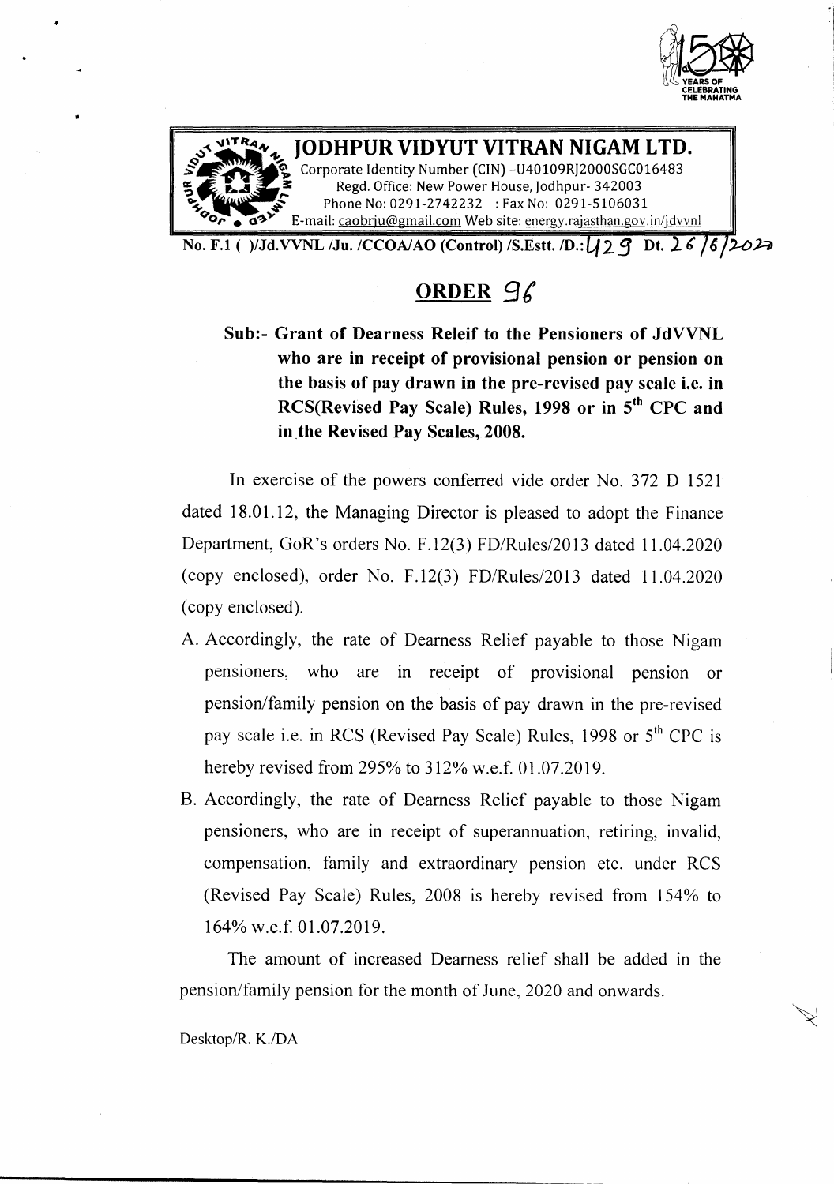# JODHPUR VIDYUT VITRAN NIGAM LTD.

Corporate Identity Number (CIN) -U40109RJ2000SGC016483
Regd. Office: New Power House, Jodhpur- 342003
Phone No: 0291-2742232 : Fax No: 0291-5106031
E-mail: caobrju@gmail.com Web site: energy.rajasthan.gov.in/jdvvnl

**No. F.1 ( )/Jd.VVNL /Ju. /CCOA/AO (Control) /S.Estt. /D.: 429 Dt. 26/6/2020**

## ORDER 96

**Sub:- Grant of Dearness Releif to the Pensioners of JdVVNL who are in receipt of provisional pension or pension on the basis of pay drawn in the pre-revised pay scale i.e. in RCS(Revised Pay Scale) Rules, 1998 or in 5th CPC and in the Revised Pay Scales, 2008.**

In exercise of the powers conferred vide order No. 372 D 1521 dated 18.01.12, the Managing Director is pleased to adopt the Finance Department, GoR's orders No. F.12(3) FD/Rules/2013 dated 11.04.2020 (copy enclosed), order No. F.12(3) FD/Rules/2013 dated 11.04.2020 (copy enclosed).

A. Accordingly, the rate of Dearness Relief payable to those Nigam pensioners, who are in receipt of provisional pension or pension/family pension on the basis of pay drawn in the pre-revised pay scale i.e. in RCS (Revised Pay Scale) Rules, 1998 or 5th CPC is hereby revised from 295% to 312% w.e.f. 01.07.2019.

B. Accordingly, the rate of Dearness Relief payable to those Nigam pensioners, who are in receipt of superannuation, retiring, invalid, compensation, family and extraordinary pension etc. under RCS (Revised Pay Scale) Rules, 2008 is hereby revised from 154% to 164% w.e.f. 01.07.2019.

The amount of increased Dearness relief shall be added in the pension/family pension for the month of June, 2020 and onwards.

Desktop/R. K./DA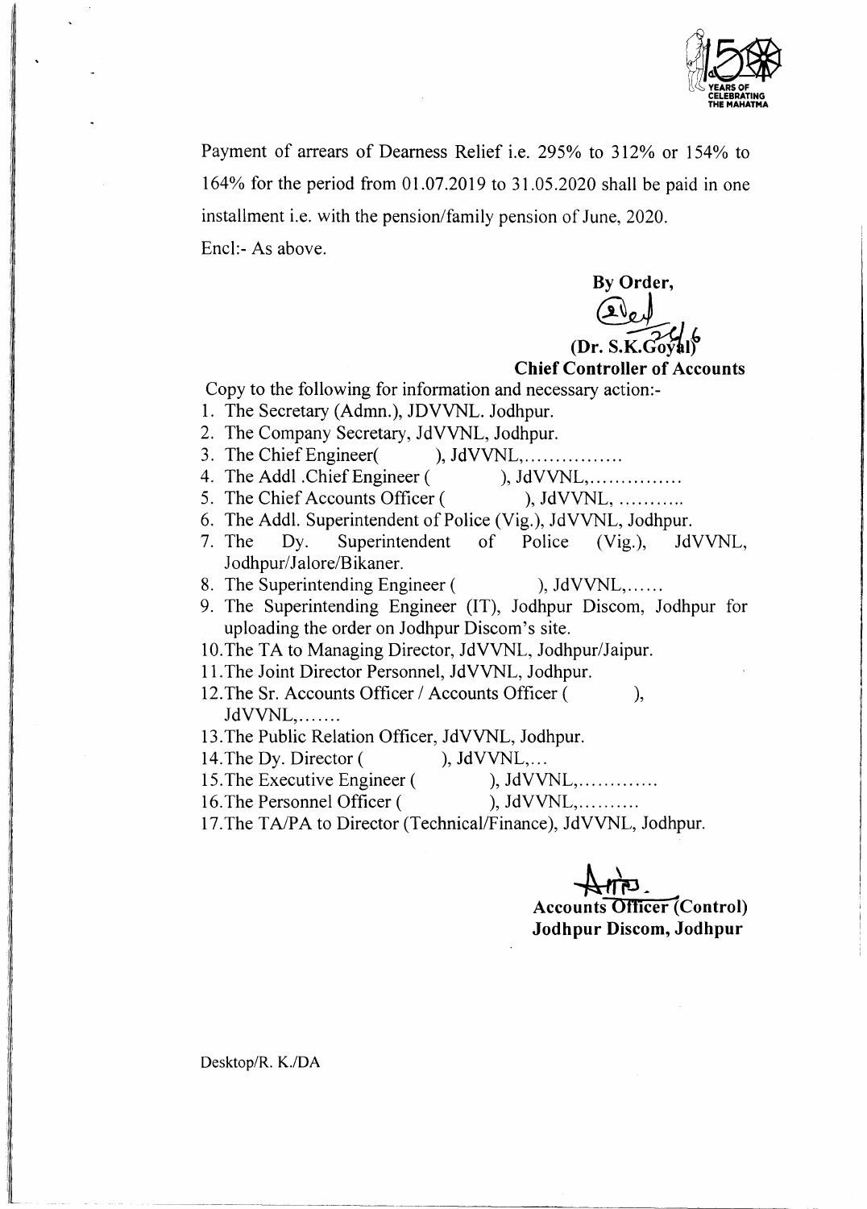Payment of arrears of Dearness Relief i.e. 295% to 312% or 154% to 164% for the period from 01.07.2019 to 31.05.2020 shall be paid in one installment i.e. with the pension/family pension of June, 2020.

Encl:- As above.

**By Order,**

**(Dr. S.K.Goyal)**
**Chief Controller of Accounts**

Copy to the following for information and necessary action:-

1. The Secretary (Admn.), JDVVNL. Jodhpur.
2. The Company Secretary, JdVVNL, Jodhpur.
3. The Chief Engineer( ), JdVVNL,................
4. The Addl .Chief Engineer ( ), JdVVNL,...............
5. The Chief Accounts Officer ( ), JdVVNL, ...........
6. The Addl. Superintendent of Police (Vig.), JdVVNL, Jodhpur.
7. The Dy. Superintendent of Police (Vig.), JdVVNL, Jodhpur/Jalore/Bikaner.
8. The Superintending Engineer ( ), JdVVNL,......
9. The Superintending Engineer (IT), Jodhpur Discom, Jodhpur for uploading the order on Jodhpur Discom's site.
10. The TA to Managing Director, JdVVNL, Jodhpur/Jaipur.
11. The Joint Director Personnel, JdVVNL, Jodhpur.
12. The Sr. Accounts Officer / Accounts Officer ( ), JdVVNL,.......
13. The Public Relation Officer, JdVVNL, Jodhpur.
14. The Dy. Director ( ), JdVVNL,...
15. The Executive Engineer ( ), JdVVNL,.............
16. The Personnel Officer ( ), JdVVNL,..........
17. The TA/PA to Director (Technical/Finance), JdVVNL, Jodhpur.

**Accounts Officer (Control)**
**Jodhpur Discom, Jodhpur**

Desktop/R. K./DA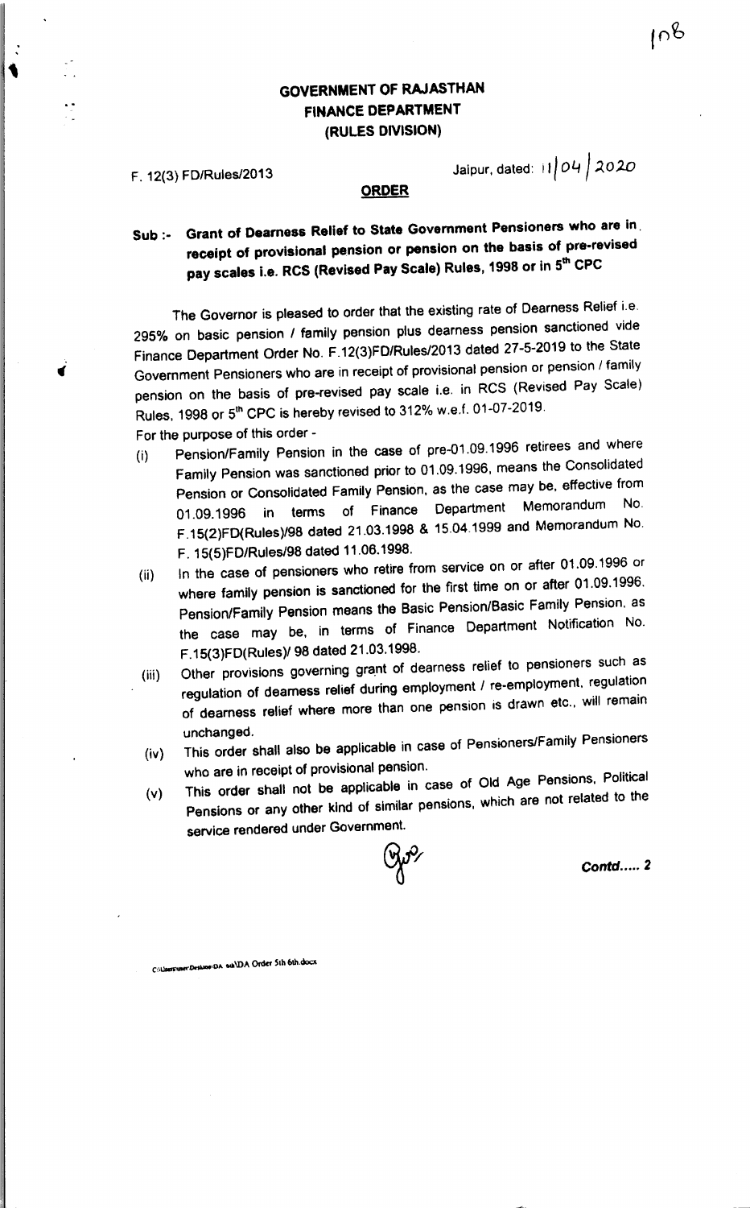# GOVERNMENT OF RAJASTHAN
## FINANCE DEPARTMENT
### (RULES DIVISION)

F. 12(3) FD/Rules/2013 Jaipur, dated: 11/04/2020

**ORDER**

**Sub :- Grant of Dearness Relief to State Government Pensioners who are in receipt of provisional pension or pension on the basis of pre-revised pay scales i.e. RCS (Revised Pay Scale) Rules, 1998 or in 5th CPC**

The Governor is pleased to order that the existing rate of Dearness Relief i.e. 295% on basic pension / family pension plus dearness pension sanctioned vide Finance Department Order No. F.12(3)FD/Rules/2013 dated 27-5-2019 to the State Government Pensioners who are in receipt of provisional pension or pension / family pension on the basis of pre-revised pay scale i.e. in RCS (Revised Pay Scale) Rules, 1998 or 5th CPC is hereby revised to 312% w.e.f. 01-07-2019.

For the purpose of this order -

(i) Pension/Family Pension in the case of pre-01.09.1996 retirees and where Family Pension was sanctioned prior to 01.09.1996, means the Consolidated Pension or Consolidated Family Pension, as the case may be, effective from 01.09.1996 in terms of Finance Department Memorandum No. F.15(2)FD(Rules)/98 dated 21.03.1998 & 15.04.1999 and Memorandum No. F. 15(5)FD/Rules/98 dated 11.06.1998.

(ii) In the case of pensioners who retire from service on or after 01.09.1996 or where family pension is sanctioned for the first time on or after 01.09.1996, Pension/Family Pension means the Basic Pension/Basic Family Pension, as the case may be, in terms of Finance Department Notification No. F.15(3)FD(Rules)/ 98 dated 21.03.1998.

(iii) Other provisions governing grant of dearness relief to pensioners such as regulation of dearness relief during employment / re-employment, regulation of dearness relief where more than one pension is drawn etc., will remain unchanged.

(iv) This order shall also be applicable in case of Pensioners/Family Pensioners who are in receipt of provisional pension.

(v) This order shall not be applicable in case of Old Age Pensions, Political Pensions or any other kind of similar pensions, which are not related to the service rendered under Government.

*Contd..... 2*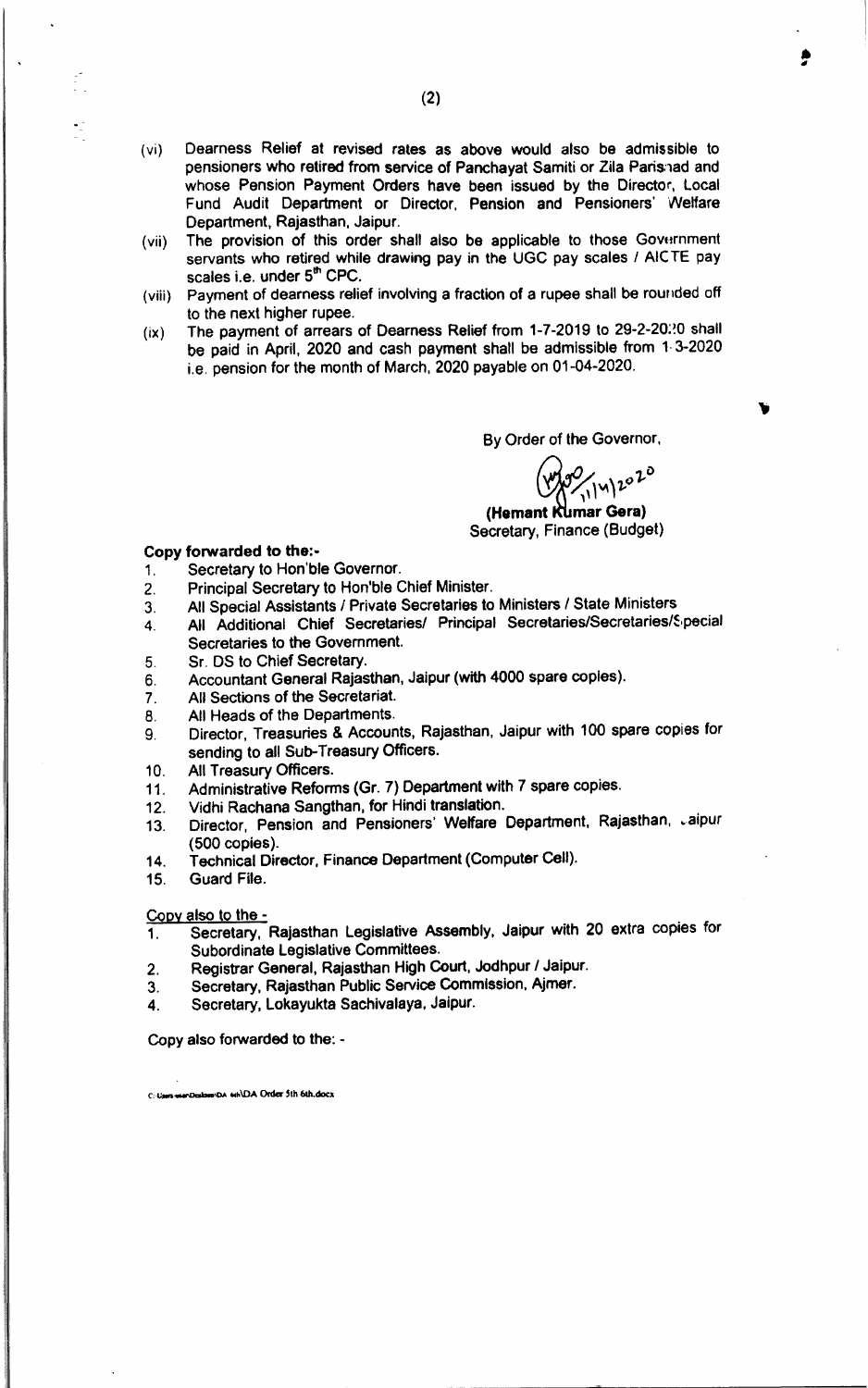(vi) Dearness Relief at revised rates as above would also be admissible to pensioners who retired from service of Panchayat Samiti or Zila Parishad and whose Pension Payment Orders have been issued by the Director, Local Fund Audit Department or Director, Pension and Pensioners' Welfare Department, Rajasthan, Jaipur.

(vii) The provision of this order shall also be applicable to those Government servants who retired while drawing pay in the UGC pay scales / AICTE pay scales i.e. under 5th CPC.

(viii) Payment of dearness relief involving a fraction of a rupee shall be rounded off to the next higher rupee.

(ix) The payment of arrears of Dearness Relief from 1-7-2019 to 29-2-2020 shall be paid in April, 2020 and cash payment shall be admissible from 1-3-2020 i.e. pension for the month of March, 2020 payable on 01-04-2020.

By Order of the Governor,

11/4/2020

**(Hemant Kumar Gera)**
Secretary, Finance (Budget)

**Copy forwarded to the:-**

1. Secretary to Hon'ble Governor.
2. Principal Secretary to Hon'ble Chief Minister.
3. All Special Assistants / Private Secretaries to Ministers / State Ministers
4. All Additional Chief Secretaries/ Principal Secretaries/Secretaries/Special Secretaries to the Government.
5. Sr. DS to Chief Secretary.
6. Accountant General Rajasthan, Jaipur (with 4000 spare copies).
7. All Sections of the Secretariat.
8. All Heads of the Departments.
9. Director, Treasuries & Accounts, Rajasthan, Jaipur with 100 spare copies for sending to all Sub-Treasury Officers.
10. All Treasury Officers.
11. Administrative Reforms (Gr. 7) Department with 7 spare copies.
12. Vidhi Rachana Sangthan, for Hindi translation.
13. Director, Pension and Pensioners' Welfare Department, Rajasthan, Jaipur (500 copies).
14. Technical Director, Finance Department (Computer Cell).
15. Guard File.

Copy also to the -

1. Secretary, Rajasthan Legislative Assembly, Jaipur with 20 extra copies for Subordinate Legislative Committees.
2. Registrar General, Rajasthan High Court, Jodhpur / Jaipur.
3. Secretary, Rajasthan Public Service Commission, Ajmer.
4. Secretary, Lokayukta Sachivalaya, Jaipur.

Copy also forwarded to the: -

C:\Users\user\Desktop\DA 6th\DA Order 5th 6th.docx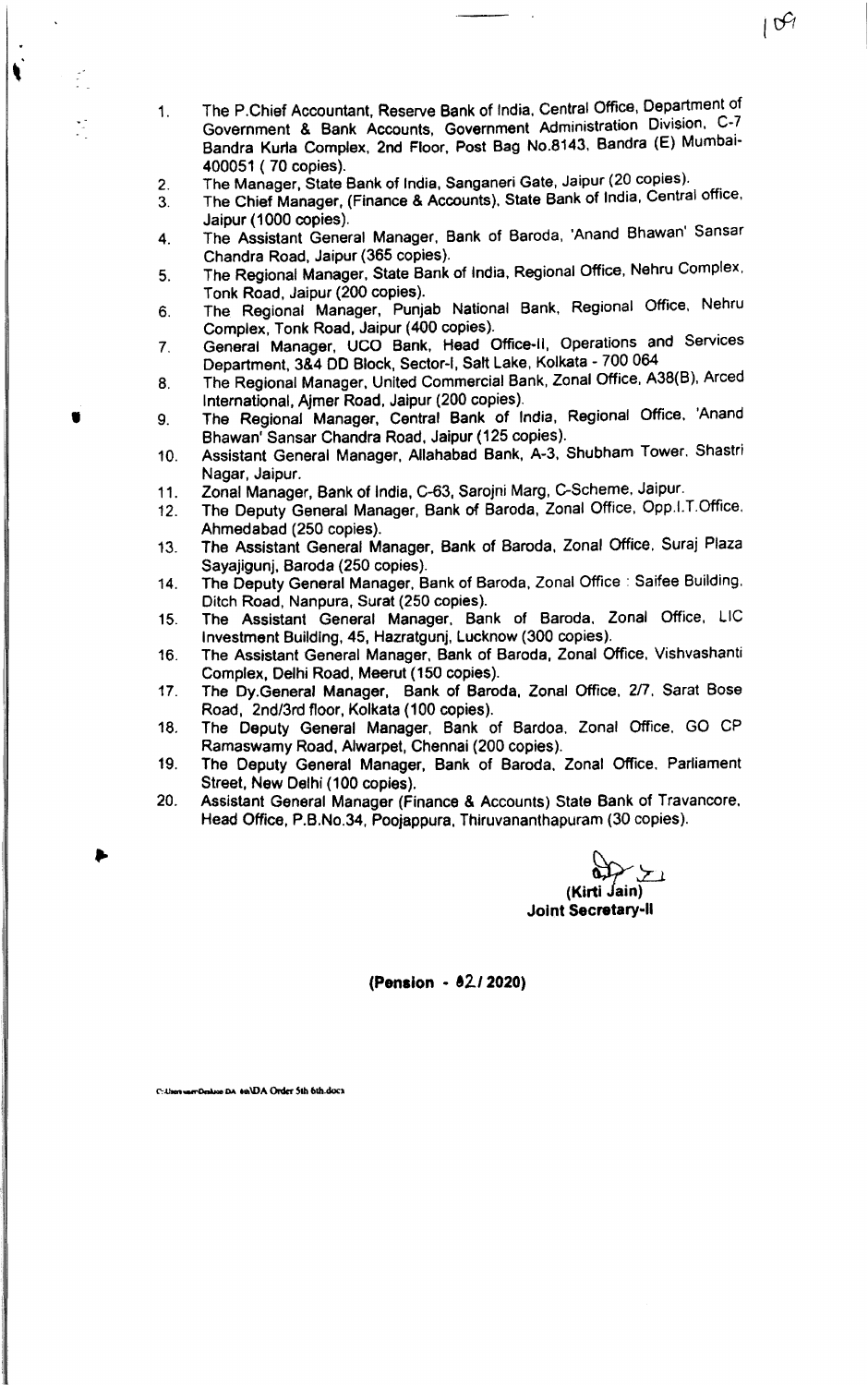1. The P.Chief Accountant, Reserve Bank of India, Central Office, Department of Government & Bank Accounts, Government Administration Division, C-7 Bandra Kurla Complex, 2nd Floor, Post Bag No.8143, Bandra (E) Mumbai-400051 ( 70 copies).
2. The Manager, State Bank of India, Sanganeri Gate, Jaipur (20 copies).
3. The Chief Manager, (Finance & Accounts), State Bank of India, Central office, Jaipur (1000 copies).
4. The Assistant General Manager, Bank of Baroda, 'Anand Bhawan' Sansar Chandra Road, Jaipur (365 copies).
5. The Regional Manager, State Bank of India, Regional Office, Nehru Complex, Tonk Road, Jaipur (200 copies).
6. The Regional Manager, Punjab National Bank, Regional Office, Nehru Complex, Tonk Road, Jaipur (400 copies).
7. General Manager, UCO Bank, Head Office-II, Operations and Services Department, 3&4 DD Block, Sector-I, Salt Lake, Kolkata - 700 064
8. The Regional Manager, United Commercial Bank, Zonal Office, A38(B), Arced International, Ajmer Road, Jaipur (200 copies).
9. The Regional Manager, Central Bank of India, Regional Office, 'Anand Bhawan' Sansar Chandra Road, Jaipur (125 copies).
10. Assistant General Manager, Allahabad Bank, A-3, Shubham Tower, Shastri Nagar, Jaipur.
11. Zonal Manager, Bank of India, C-63, Sarojni Marg, C-Scheme, Jaipur.
12. The Deputy General Manager, Bank of Baroda, Zonal Office, Opp.I.T.Office, Ahmedabad (250 copies).
13. The Assistant General Manager, Bank of Baroda, Zonal Office, Suraj Plaza Sayajigunj, Baroda (250 copies).
14. The Deputy General Manager, Bank of Baroda, Zonal Office : Saifee Building, Ditch Road, Nanpura, Surat (250 copies).
15. The Assistant General Manager, Bank of Baroda, Zonal Office, LIC Investment Building, 45, Hazratgunj, Lucknow (300 copies).
16. The Assistant General Manager, Bank of Baroda, Zonal Office, Vishvashanti Complex, Delhi Road, Meerut (150 copies).
17. The Dy.General Manager, Bank of Baroda, Zonal Office, 2/7, Sarat Bose Road, 2nd/3rd floor, Kolkata (100 copies).
18. The Deputy General Manager, Bank of Bardoa, Zonal Office, GO CP Ramaswamy Road, Alwarpet, Chennai (200 copies).
19. The Deputy General Manager, Bank of Baroda, Zonal Office, Parliament Street, New Delhi (100 copies).
20. Assistant General Manager (Finance & Accounts) State Bank of Travancore, Head Office, P.B.No.34, Poojappura, Thiruvananthapuram (30 copies).

**(Kirti Jain)**
**Joint Secretary-II**

**(Pension - 02/ 2020)**

C:\Users\user\Desktop\DA\DA Order 5th 6th.docx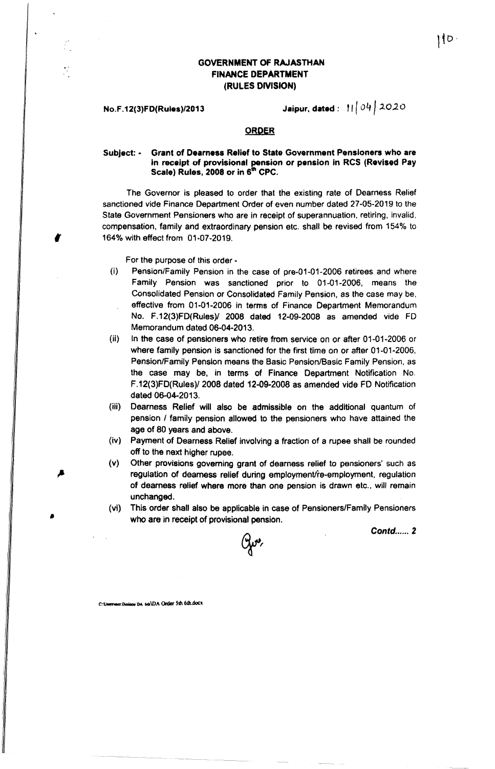**GOVERNMENT OF RAJASTHAN**
**FINANCE DEPARTMENT**
**(RULES DIVISION)**

**No.F.12(3)FD(Rules)/2013** **Jaipur, dated : 11/04/2020**

## ORDER

**Subject: - Grant of Dearness Relief to State Government Pensioners who are in receipt of provisional pension or pension in RCS (Revised Pay Scale) Rules, 2008 or in 6th CPC.**

The Governor is pleased to order that the existing rate of Dearness Relief sanctioned vide Finance Department Order of even number dated 27-05-2019 to the State Government Pensioners who are in receipt of superannuation, retiring, invalid, compensation, family and extraordinary pension etc. shall be revised from 154% to 164% with effect from 01-07-2019.

For the purpose of this order -

(i) Pension/Family Pension in the case of pre-01-01-2006 retirees and where Family Pension was sanctioned prior to 01-01-2006, means the Consolidated Pension or Consolidated Family Pension, as the case may be, effective from 01-01-2006 in terms of Finance Department Memorandum No. F.12(3)FD(Rules)/ 2008 dated 12-09-2008 as amended vide FD Memorandum dated 06-04-2013.

(ii) In the case of pensioners who retire from service on or after 01-01-2006 or where family pension is sanctioned for the first time on or after 01-01-2006, Pension/Family Pension means the Basic Pension/Basic Family Pension, as the case may be, in terms of Finance Department Notification No. F.12(3)FD(Rules)/ 2008 dated 12-09-2008 as amended vide FD Notification dated 06-04-2013.

(iii) Dearness Relief will also be admissible on the additional quantum of pension / family pension allowed to the pensioners who have attained the age of 80 years and above.

(iv) Payment of Dearness Relief involving a fraction of a rupee shall be rounded off to the next higher rupee.

(v) Other provisions governing grant of dearness relief to pensioners' such as regulation of dearness relief during employment/re-employment, regulation of dearness relief where more than one pension is drawn etc., will remain unchanged.

(vi) This order shall also be applicable in case of Pensioners/Family Pensioners who are in receipt of provisional pension.

*Contd...... 2*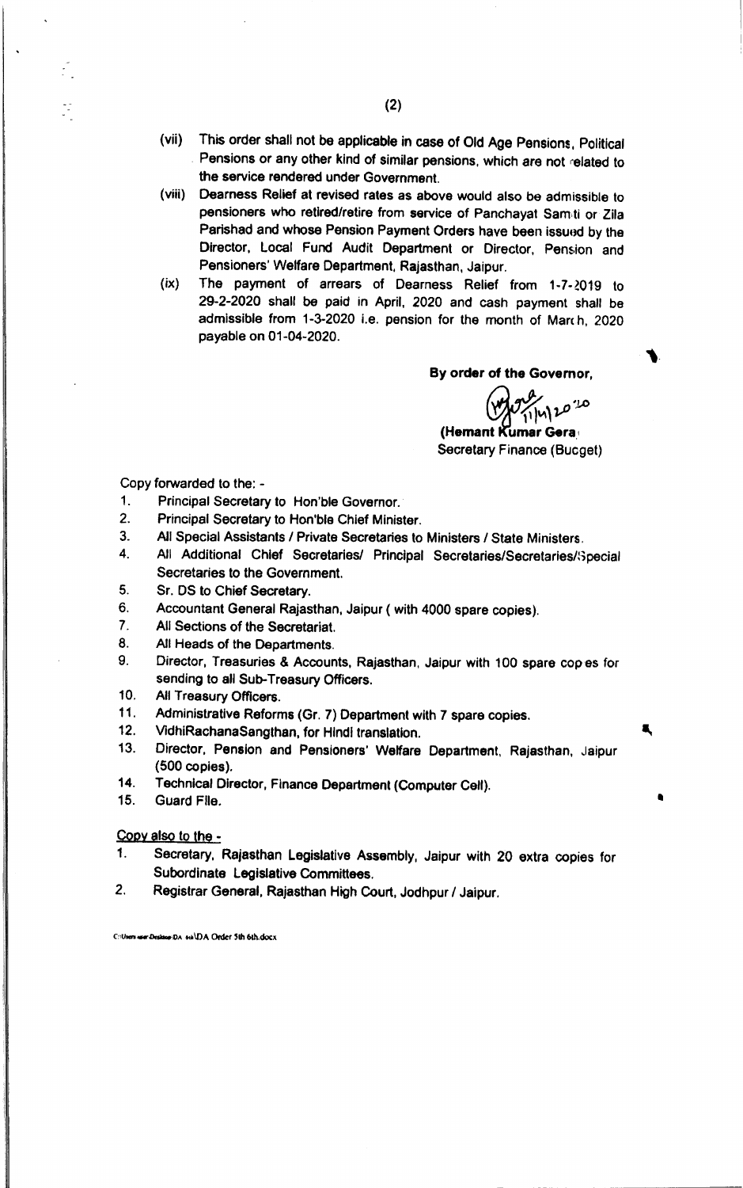(vii) This order shall not be applicable in case of Old Age Pensions, Political Pensions or any other kind of similar pensions, which are not related to the service rendered under Government.

(viii) Dearness Relief at revised rates as above would also be admissible to pensioners who retired/retire from service of Panchayat Samiti or Zila Parishad and whose Pension Payment Orders have been issued by the Director, Local Fund Audit Department or Director, Pension and Pensioners' Welfare Department, Rajasthan, Jaipur.

(ix) The payment of arrears of Dearness Relief from 1-7-2019 to 29-2-2020 shall be paid in April, 2020 and cash payment shall be admissible from 1-3-2020 i.e. pension for the month of March, 2020 payable on 01-04-2020.

**By order of the Governor,**

11/4/2020

**(Hemant Kumar Gera)**
Secretary Finance (Budget)

Copy forwarded to the: -

1. Principal Secretary to Hon'ble Governor.
2. Principal Secretary to Hon'ble Chief Minister.
3. All Special Assistants / Private Secretaries to Ministers / State Ministers.
4. All Additional Chief Secretaries/ Principal Secretaries/Secretaries/Special Secretaries to the Government.
5. Sr. DS to Chief Secretary.
6. Accountant General Rajasthan, Jaipur ( with 4000 spare copies).
7. All Sections of the Secretariat.
8. All Heads of the Departments.
9. Director, Treasuries & Accounts, Rajasthan, Jaipur with 100 spare copies for sending to all Sub-Treasury Officers.
10. All Treasury Officers.
11. Administrative Reforms (Gr. 7) Department with 7 spare copies.
12. VidhiRachanaSangthan, for Hindi translation.
13. Director, Pension and Pensioners' Welfare Department, Rajasthan, Jaipur (500 copies).
14. Technical Director, Finance Department (Computer Cell).
15. Guard File.

Copy also to the -

1. Secretary, Rajasthan Legislative Assembly, Jaipur with 20 extra copies for Subordinate Legislative Committees.
2. Registrar General, Rajasthan High Court, Jodhpur / Jaipur.

C:\Users\user\Desktop\DA\DA Order 5th 6th.docx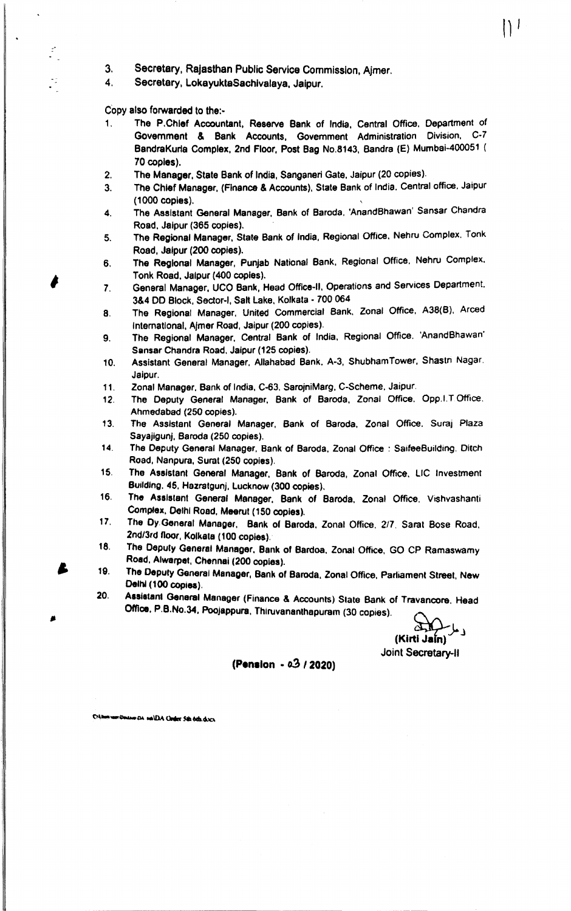3. Secretary, Rajasthan Public Service Commission, Ajmer.
4. Secretary, LokayuktaSachivalaya, Jaipur.

Copy also forwarded to the:-

1. The P.Chief Accountant, Reserve Bank of India, Central Office, Department of Government & Bank Accounts, Government Administration Division, C-7 BandraKurla Complex, 2nd Floor, Post Bag No.8143, Bandra (E) Mumbai-400051 ( 70 copies).
2. The Manager, State Bank of India, Sanganeri Gate, Jaipur (20 copies).
3. The Chief Manager, (Finance & Accounts), State Bank of India, Central office, Jaipur (1000 copies).
4. The Assistant General Manager, Bank of Baroda, 'AnandBhawan' Sansar Chandra Road, Jaipur (365 copies).
5. The Regional Manager, State Bank of India, Regional Office, Nehru Complex, Tonk Road, Jaipur (200 copies).
6. The Regional Manager, Punjab National Bank, Regional Office, Nehru Complex, Tonk Road, Jaipur (400 copies).
7. General Manager, UCO Bank, Head Office-II, Operations and Services Department, 3&4 DD Block, Sector-I, Salt Lake, Kolkata - 700 064
8. The Regional Manager, United Commercial Bank, Zonal Office, A38(B), Arced International, Ajmer Road, Jaipur (200 copies).
9. The Regional Manager, Central Bank of India, Regional Office, 'AnandBhawan' Sansar Chandra Road, Jaipur (125 copies).
10. Assistant General Manager, Allahabad Bank, A-3, ShubhamTower, Shastri Nagar, Jaipur.
11. Zonal Manager, Bank of India, C-63, SarojniMarg, C-Scheme, Jaipur.
12. The Deputy General Manager, Bank of Baroda, Zonal Office, Opp.I.T Office, Ahmedabad (250 copies).
13. The Assistant General Manager, Bank of Baroda, Zonal Office, Suraj Plaza Sayajigunj, Baroda (250 copies).
14. The Deputy General Manager, Bank of Baroda, Zonal Office : SaifeeBuilding, Ditch Road, Nanpura, Surat (250 copies).
15. The Assistant General Manager, Bank of Baroda, Zonal Office, LIC Investment Building, 45, Hazratgunj, Lucknow (300 copies).
16. The Assistant General Manager, Bank of Baroda, Zonal Office, Vishvashanti Complex, Delhi Road, Meerut (150 copies).
17. The Dy.General Manager, Bank of Baroda, Zonal Office, 2/7, Sarat Bose Road, 2nd/3rd floor, Kolkata (100 copies).
18. The Deputy General Manager, Bank of Bardoa, Zonal Office, GO CP Ramaswamy Road, Alwarpet, Chennai (200 copies).
19. The Deputy General Manager, Bank of Baroda, Zonal Office, Parliament Street, New Delhi (100 copies).
20. Assistant General Manager (Finance & Accounts) State Bank of Travancore, Head Office, P.B.No.34, Poojappura, Thiruvananthapuram (30 copies).

(Kirti Jain)
Joint Secretary-II

**(Pension - 03 / 2020)**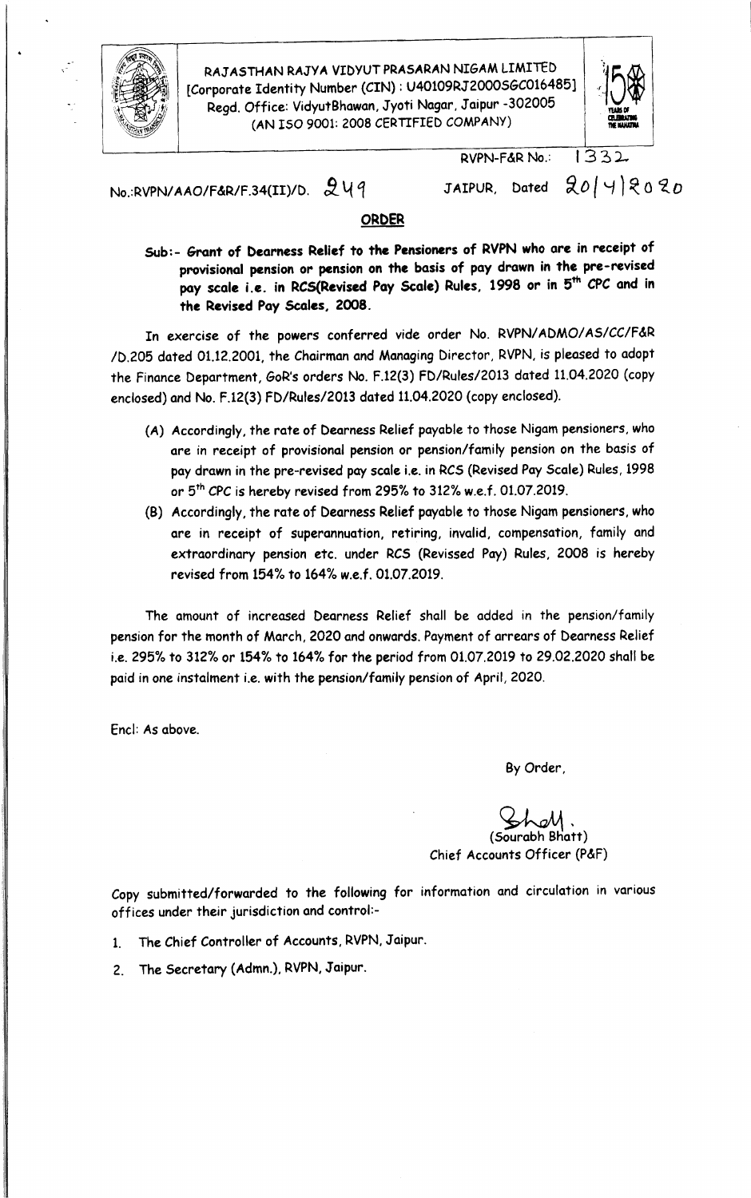RAJASTHAN RAJYA VIDYUT PRASARAN NIGAM LIMITED
[Corporate Identity Number (CIN) : U40109RJ2000SGC016485]
Regd. Office: VidyutBhawan, Jyoti Nagar, Jaipur -302005
(AN ISO 9001: 2008 CERTIFIED COMPANY)

RVPN-F&R No.: 1332

No.:RVPN/AAO/F&R/F.34(II)/D. 249 JAIPUR, Dated 20/4/2020

## ORDER

**Sub:- Grant of Dearness Relief to the Pensioners of RVPN who are in receipt of provisional pension or pension on the basis of pay drawn in the pre-revised pay scale i.e. in RCS(Revised Pay Scale) Rules, 1998 or in 5th CPC and in the Revised Pay Scales, 2008.**

In exercise of the powers conferred vide order No. RVPN/ADMO/AS/CC/F&R /D.205 dated 01.12.2001, the Chairman and Managing Director, RVPN, is pleased to adopt the Finance Department, GoR's orders No. F.12(3) FD/Rules/2013 dated 11.04.2020 (copy enclosed) and No. F.12(3) FD/Rules/2013 dated 11.04.2020 (copy enclosed).

(A) Accordingly, the rate of Dearness Relief payable to those Nigam pensioners, who are in receipt of provisional pension or pension/family pension on the basis of pay drawn in the pre-revised pay scale i.e. in RCS (Revised Pay Scale) Rules, 1998 or 5th CPC is hereby revised from 295% to 312% w.e.f. 01.07.2019.

(B) Accordingly, the rate of Dearness Relief payable to those Nigam pensioners, who are in receipt of superannuation, retiring, invalid, compensation, family and extraordinary pension etc. under RCS (Revissed Pay) Rules, 2008 is hereby revised from 154% to 164% w.e.f. 01.07.2019.

The amount of increased Dearness Relief shall be added in the pension/family pension for the month of March, 2020 and onwards. Payment of arrears of Dearness Relief i.e. 295% to 312% or 154% to 164% for the period from 01.07.2019 to 29.02.2020 shall be paid in one instalment i.e. with the pension/family pension of April, 2020.

Encl: As above.

By Order,

(Sourabh Bhatt)
Chief Accounts Officer (P&F)

Copy submitted/forwarded to the following for information and circulation in various offices under their jurisdiction and control:-

1. The Chief Controller of Accounts, RVPN, Jaipur.
2. The Secretary (Admn.), RVPN, Jaipur.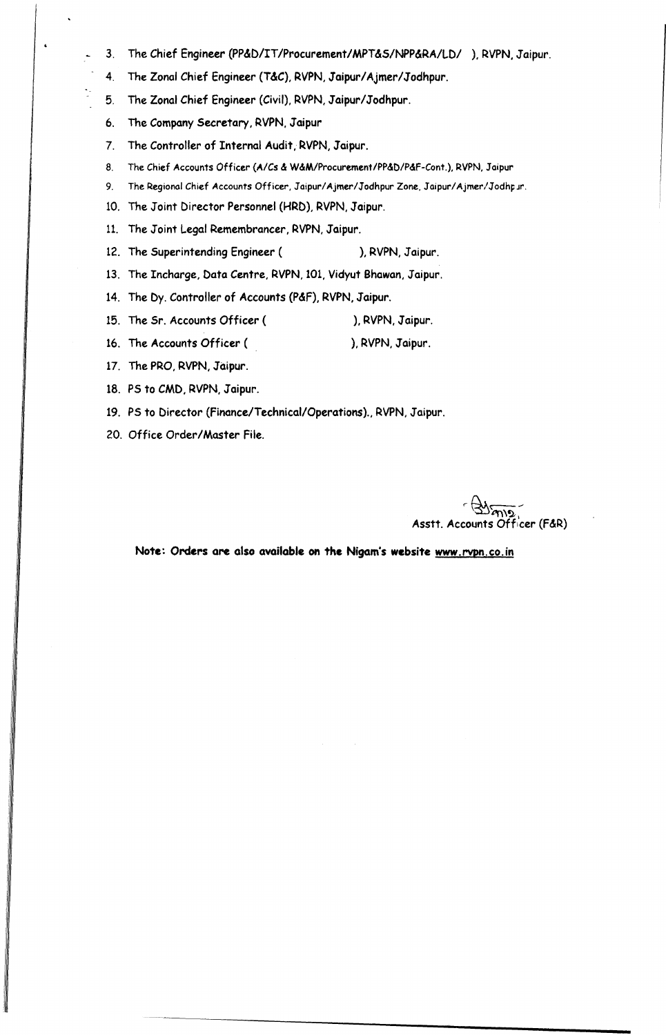3. The Chief Engineer (PP&D/IT/Procurement/MPT&S/NPP&RA/LD/ ), RVPN, Jaipur.
4. The Zonal Chief Engineer (T&C), RVPN, Jaipur/Ajmer/Jodhpur.
5. The Zonal Chief Engineer (Civil), RVPN, Jaipur/Jodhpur.
6. The Company Secretary, RVPN, Jaipur
7. The Controller of Internal Audit, RVPN, Jaipur.
8. The Chief Accounts Officer (A/Cs & W&M/Procurement/PP&D/P&F-Cont.), RVPN, Jaipur
9. The Regional Chief Accounts Officer, Jaipur/Ajmer/Jodhpur Zone, Jaipur/Ajmer/Jodhpur.
10. The Joint Director Personnel (HRD), RVPN, Jaipur.
11. The Joint Legal Remembrancer, RVPN, Jaipur.
12. The Superintending Engineer ( ), RVPN, Jaipur.
13. The Incharge, Data Centre, RVPN, 101, Vidyut Bhawan, Jaipur.
14. The Dy. Controller of Accounts (P&F), RVPN, Jaipur.
15. The Sr. Accounts Officer ( ), RVPN, Jaipur.
16. The Accounts Officer ( ), RVPN, Jaipur.
17. The PRO, RVPN, Jaipur.
18. PS to CMD, RVPN, Jaipur.
19. PS to Director (Finance/Technical/Operations)., RVPN, Jaipur.
20. Office Order/Master File.

Asstt. Accounts Officer (F&R)

**Note: Orders are also available on the Nigam's website www.rvpn.co.in**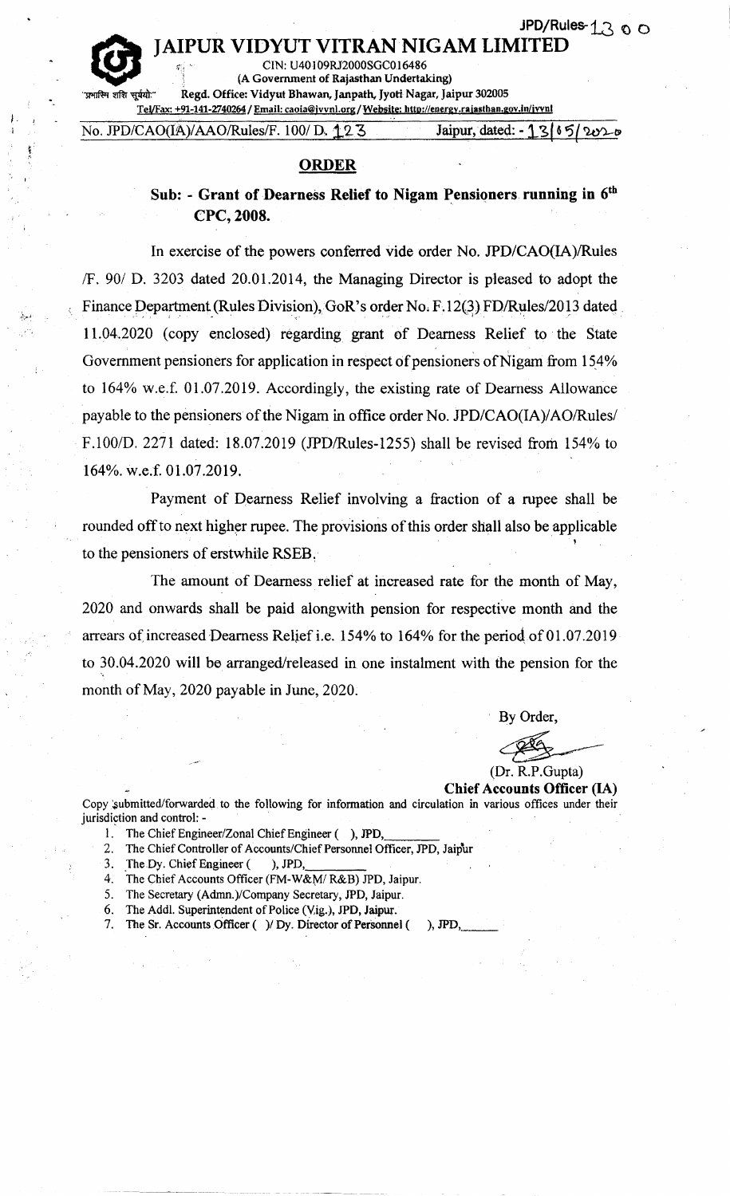JPD/Rules-1300

# JAIPUR VIDYUT VITRAN NIGAM LIMITED

CIN: U40109RJ2000SGC016486

(A Government of Rajasthan Undertaking)

"प्रभाग्नि शक्ति सूर्यों:" Regd. Office: Vidyut Bhawan, Janpath, Jyoti Nagar, Jaipur 302005

Tel/Fax: +91-141-2740264 / Email: caoia@jvvnl.org / Website: http://energy.rajasthan.gov.in/jvvnl

No. JPD/CAO(IA)/AAO/Rules/F. 100/ D. 123 Jaipur, dated: - 13/05/2020

## ORDER

### Sub: - Grant of Dearness Relief to Nigam Pensioners running in 6th CPC, 2008.

In exercise of the powers conferred vide order No. JPD/CAO(IA)/Rules /F. 90/ D. 3203 dated 20.01.2014, the Managing Director is pleased to adopt the Finance Department (Rules Division), GoR's order No. F.12(3) FD/Rules/2013 dated 11.04.2020 (copy enclosed) regarding grant of Dearness Relief to the State Government pensioners for application in respect of pensioners of Nigam from 154% to 164% w.e.f. 01.07.2019. Accordingly, the existing rate of Dearness Allowance payable to the pensioners of the Nigam in office order No. JPD/CAO(IA)/AO/Rules/ F.100/D. 2271 dated: 18.07.2019 (JPD/Rules-1255) shall be revised from 154% to 164%. w.e.f. 01.07.2019.

Payment of Dearness Relief involving a fraction of a rupee shall be rounded off to next higher rupee. The provisions of this order shall also be applicable to the pensioners of erstwhile RSEB.

The amount of Dearness relief at increased rate for the month of May, 2020 and onwards shall be paid alongwith pension for respective month and the arrears of increased Dearness Relief i.e. 154% to 164% for the period of 01.07.2019 to 30.04.2020 will be arranged/released in one instalment with the pension for the month of May, 2020 payable in June, 2020.

By Order,

(Dr. R.P.Gupta)

**Chief Accounts Officer (IA)**

Copy submitted/forwarded to the following for information and circulation in various offices under their jurisdiction and control: -

1. The Chief Engineer/Zonal Chief Engineer ( ), JPD, \_\_\_\_\_\_\_\_
2. The Chief Controller of Accounts/Chief Personnel Officer, JPD, Jaipur
3. The Dy. Chief Engineer ( ), JPD, \_\_\_\_\_\_\_\_
4. The Chief Accounts Officer (FM-W&M/ R&B) JPD, Jaipur.
5. The Secretary (Admn.)/Company Secretary, JPD, Jaipur.
6. The Addl. Superintendent of Police (Vig.), JPD, Jaipur.
7. The Sr. Accounts Officer ( )/ Dy. Director of Personnel ( ), JPD, \_\_\_\_\_\_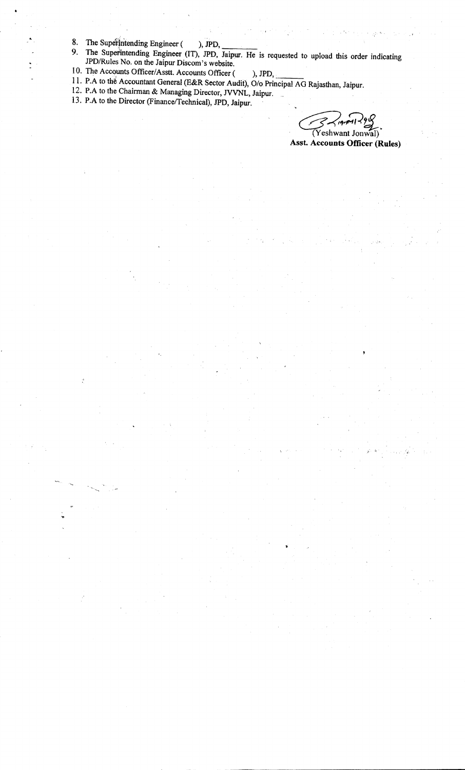8. The Superintending Engineer (      ), JPD, ________
9. The Superintending Engineer (IT), JPD, Jaipur. He is requested to upload this order indicating JPD/Rules No. on the Jaipur Discom's website.
10. The Accounts Officer/Asstt. Accounts Officer (      ), JPD, ______
11. P.A to the Accountant General (E&R Sector Audit), O/o Principal AG Rajasthan, Jaipur.
12. P.A to the Chairman & Managing Director, JVVNL, Jaipur.
13. P.A to the Director (Finance/Technical), JPD, Jaipur.

(Yeshwant Jonwal)
**Asst. Accounts Officer (Rules)**